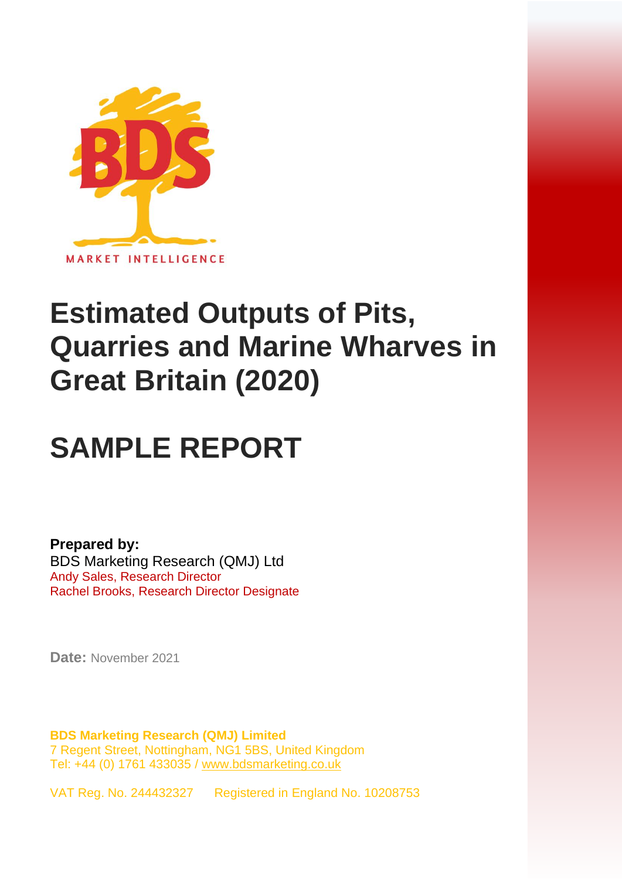BDS

MARKET INTELLIGENCE

# Estimated Outputs of Pits, Quarries and Marine Wharves in Great Britain (2020)

# SAMPLE REPORT

**Prepared by:**
BDS Marketing Research (QMJ) Ltd
Andy Sales, Research Director
Rachel Brooks, Research Director Designate

**Date:** November 2021

**BDS Marketing Research (QMJ) Limited**
7 Regent Street, Nottingham, NG1 5BS, United Kingdom
Tel: +44 (0) 1761 433035 / www.bdsmarketing.co.uk

VAT Reg. No. 244432327 Registered in England No. 10208753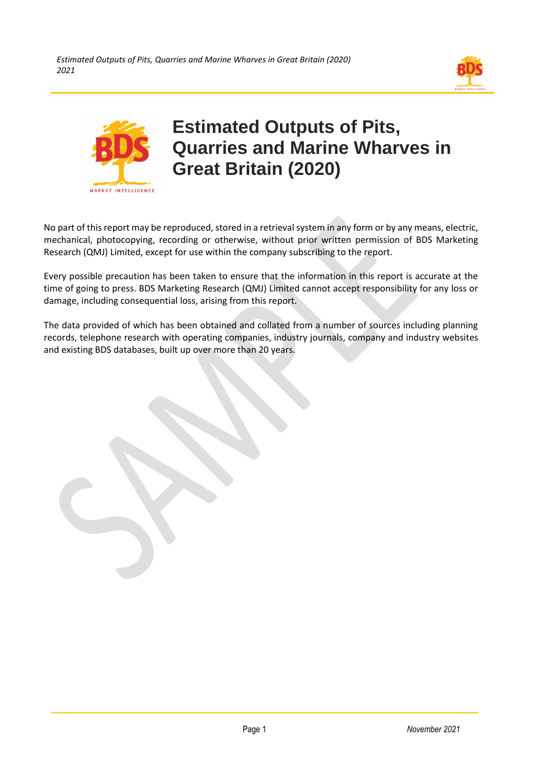# Estimated Outputs of Pits, Quarries and Marine Wharves in Great Britain (2020)

No part of this report may be reproduced, stored in a retrieval system in any form or by any means, electric, mechanical, photocopying, recording or otherwise, without prior written permission of BDS Marketing Research (QMJ) Limited, except for use within the company subscribing to the report.

Every possible precaution has been taken to ensure that the information in this report is accurate at the time of going to press. BDS Marketing Research (QMJ) Limited cannot accept responsibility for any loss or damage, including consequential loss, arising from this report.

The data provided of which has been obtained and collated from a number of sources including planning records, telephone research with operating companies, industry journals, company and industry websites and existing BDS databases, built up over more than 20 years.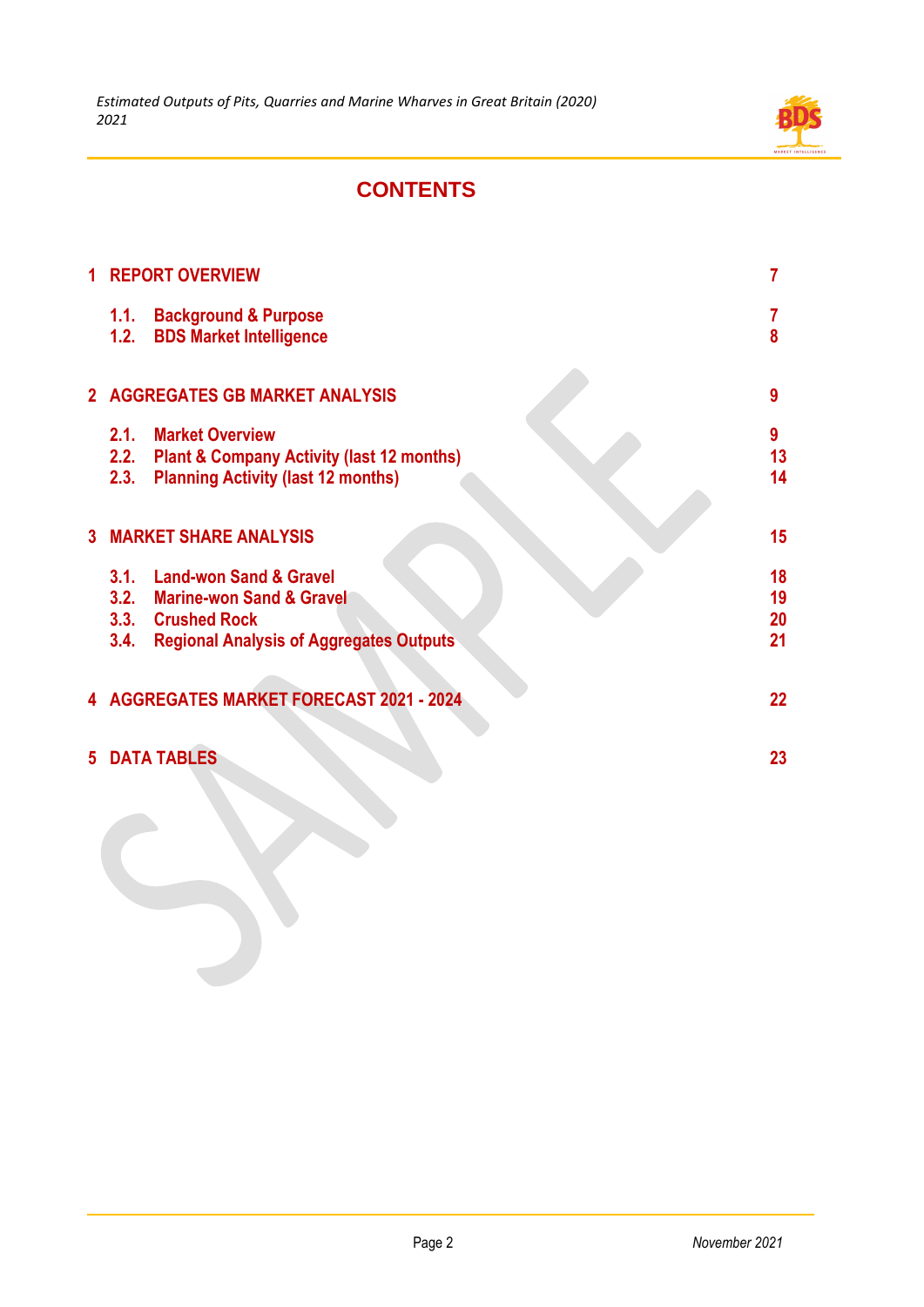# CONTENTS

| | | |
|---|---|---|
| **1** | **REPORT OVERVIEW** | **7** |
| **1.1.** | **Background & Purpose** | **7** |
| **1.2.** | **BDS Market Intelligence** | **8** |
| **2** | **AGGREGATES GB MARKET ANALYSIS** | **9** |
| **2.1.** | **Market Overview** | **9** |
| **2.2.** | **Plant & Company Activity (last 12 months)** | **13** |
| **2.3.** | **Planning Activity (last 12 months)** | **14** |
| **3** | **MARKET SHARE ANALYSIS** | **15** |
| **3.1.** | **Land-won Sand & Gravel** | **18** |
| **3.2.** | **Marine-won Sand & Gravel** | **19** |
| **3.3.** | **Crushed Rock** | **20** |
| **3.4.** | **Regional Analysis of Aggregates Outputs** | **21** |
| **4** | **AGGREGATES MARKET FORECAST 2021 - 2024** | **22** |
| **5** | **DATA TABLES** | **23** |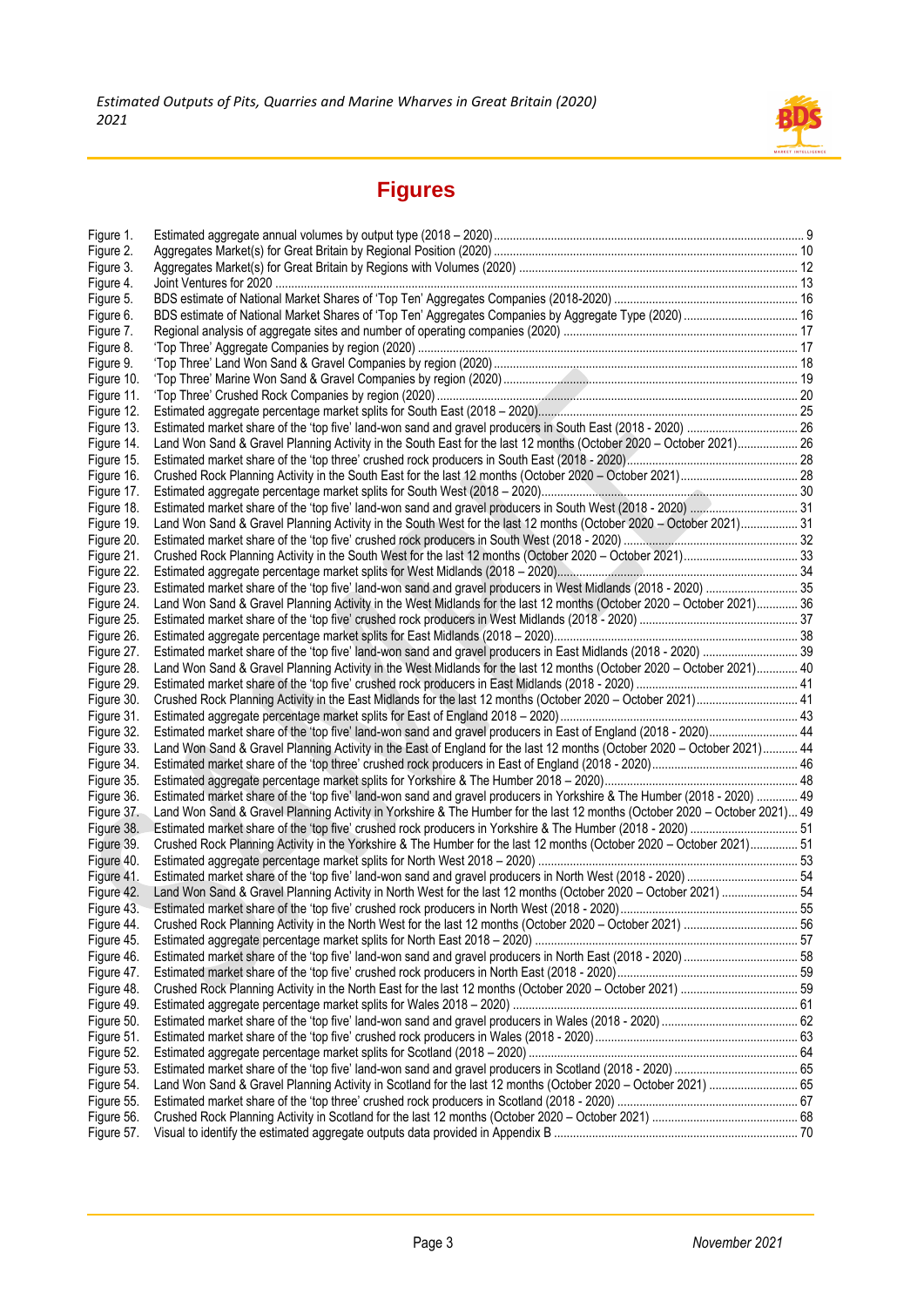# Figures

| | | |
|---|---|---|
| Figure 1. | Estimated aggregate annual volumes by output type (2018 – 2020) | 9 |
| Figure 2. | Aggregates Market(s) for Great Britain by Regional Position (2020) | 10 |
| Figure 3. | Aggregates Market(s) for Great Britain by Regions with Volumes (2020) | 12 |
| Figure 4. | Joint Ventures for 2020 | 13 |
| Figure 5. | BDS estimate of National Market Shares of 'Top Ten' Aggregates Companies (2018-2020) | 16 |
| Figure 6. | BDS estimate of National Market Shares of 'Top Ten' Aggregates Companies by Aggregate Type (2020) | 16 |
| Figure 7. | Regional analysis of aggregate sites and number of operating companies (2020) | 17 |
| Figure 8. | 'Top Three' Aggregate Companies by region (2020) | 17 |
| Figure 9. | 'Top Three' Land Won Sand & Gravel Companies by region (2020) | 18 |
| Figure 10. | 'Top Three' Marine Won Sand & Gravel Companies by region (2020) | 19 |
| Figure 11. | 'Top Three' Crushed Rock Companies by region (2020) | 20 |
| Figure 12. | Estimated aggregate percentage market splits for South East (2018 – 2020) | 25 |
| Figure 13. | Estimated market share of the 'top five' land-won sand and gravel producers in South East (2018 - 2020) | 26 |
| Figure 14. | Land Won Sand & Gravel Planning Activity in the South East for the last 12 months (October 2020 – October 2021) | 26 |
| Figure 15. | Estimated market share of the 'top three' crushed rock producers in South East (2018 - 2020) | 28 |
| Figure 16. | Crushed Rock Planning Activity in the South East for the last 12 months (October 2020 – October 2021) | 28 |
| Figure 17. | Estimated aggregate percentage market splits for South West (2018 – 2020) | 30 |
| Figure 18. | Estimated market share of the 'top five' land-won sand and gravel producers in South West (2018 - 2020) | 31 |
| Figure 19. | Land Won Sand & Gravel Planning Activity in the South West for the last 12 months (October 2020 – October 2021) | 31 |
| Figure 20. | Estimated market share of the 'top five' crushed rock producers in South West (2018 - 2020) | 32 |
| Figure 21. | Crushed Rock Planning Activity in the South West for the last 12 months (October 2020 – October 2021) | 33 |
| Figure 22. | Estimated aggregate percentage market splits for West Midlands (2018 – 2020) | 34 |
| Figure 23. | Estimated market share of the 'top five' land-won sand and gravel producers in West Midlands (2018 - 2020) | 35 |
| Figure 24. | Land Won Sand & Gravel Planning Activity in the West Midlands for the last 12 months (October 2020 – October 2021) | 36 |
| Figure 25. | Estimated market share of the 'top five' crushed rock producers in West Midlands (2018 - 2020) | 37 |
| Figure 26. | Estimated aggregate percentage market splits for East Midlands (2018 – 2020) | 38 |
| Figure 27. | Estimated market share of the 'top five' land-won sand and gravel producers in East Midlands (2018 - 2020) | 39 |
| Figure 28. | Land Won Sand & Gravel Planning Activity in the West Midlands for the last 12 months (October 2020 – October 2021) | 40 |
| Figure 29. | Estimated market share of the 'top five' crushed rock producers in East Midlands (2018 - 2020) | 41 |
| Figure 30. | Crushed Rock Planning Activity in the East Midlands for the last 12 months (October 2020 – October 2021) | 41 |
| Figure 31. | Estimated aggregate percentage market splits for East of England 2018 – 2020) | 43 |
| Figure 32. | Estimated market share of the 'top five' land-won sand and gravel producers in East of England (2018 - 2020) | 44 |
| Figure 33. | Land Won Sand & Gravel Planning Activity in the East of England for the last 12 months (October 2020 – October 2021) | 44 |
| Figure 34. | Estimated market share of the 'top three' crushed rock producers in East of England (2018 - 2020) | 46 |
| Figure 35. | Estimated aggregate percentage market splits for Yorkshire & The Humber 2018 – 2020) | 48 |
| Figure 36. | Estimated market share of the 'top five' land-won sand and gravel producers in Yorkshire & The Humber (2018 - 2020) | 49 |
| Figure 37. | Land Won Sand & Gravel Planning Activity in Yorkshire & The Humber for the last 12 months (October 2020 – October 2021) | 49 |
| Figure 38. | Estimated market share of the 'top five' crushed rock producers in Yorkshire & The Humber (2018 - 2020) | 51 |
| Figure 39. | Crushed Rock Planning Activity in the Yorkshire & The Humber for the last 12 months (October 2020 – October 2021) | 51 |
| Figure 40. | Estimated aggregate percentage market splits for North West 2018 – 2020) | 53 |
| Figure 41. | Estimated market share of the 'top five' land-won sand and gravel producers in North West (2018 - 2020) | 54 |
| Figure 42. | Land Won Sand & Gravel Planning Activity in North West for the last 12 months (October 2020 – October 2021) | 54 |
| Figure 43. | Estimated market share of the 'top five' crushed rock producers in North West (2018 - 2020) | 55 |
| Figure 44. | Crushed Rock Planning Activity in the North West for the last 12 months (October 2020 – October 2021) | 56 |
| Figure 45. | Estimated aggregate percentage market splits for North East 2018 – 2020) | 57 |
| Figure 46. | Estimated market share of the 'top five' land-won sand and gravel producers in North East (2018 - 2020) | 58 |
| Figure 47. | Estimated market share of the 'top five' crushed rock producers in North East (2018 - 2020) | 59 |
| Figure 48. | Crushed Rock Planning Activity in the North East for the last 12 months (October 2020 – October 2021) | 59 |
| Figure 49. | Estimated aggregate percentage market splits for Wales 2018 – 2020) | 61 |
| Figure 50. | Estimated market share of the 'top five' land-won sand and gravel producers in Wales (2018 - 2020) | 62 |
| Figure 51. | Estimated market share of the 'top five' crushed rock producers in Wales (2018 - 2020) | 63 |
| Figure 52. | Estimated aggregate percentage market splits for Scotland (2018 – 2020) | 64 |
| Figure 53. | Estimated market share of the 'top five' land-won sand and gravel producers in Scotland (2018 - 2020) | 65 |
| Figure 54. | Land Won Sand & Gravel Planning Activity in Scotland for the last 12 months (October 2020 – October 2021) | 65 |
| Figure 55. | Estimated market share of the 'top three' crushed rock producers in Scotland (2018 - 2020) | 67 |
| Figure 56. | Crushed Rock Planning Activity in Scotland for the last 12 months (October 2020 – October 2021) | 68 |
| Figure 57. | Visual to identify the estimated aggregate outputs data provided in Appendix B | 70 |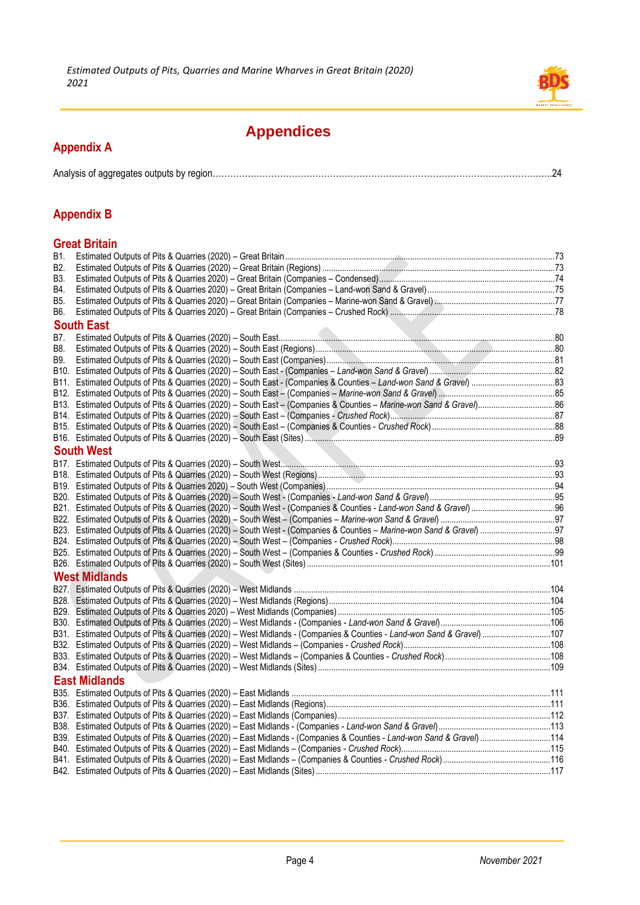# Appendices

## Appendix A

Analysis of aggregates outputs by region......24

## Appendix B

### Great Britain

B1. Estimated Outputs of Pits & Quarries (2020) – Great Britain......73
B2. Estimated Outputs of Pits & Quarries (2020) – Great Britain (Regions)......73
B3. Estimated Outputs of Pits & Quarries 2020) – Great Britain (Companies – Condensed)......74
B4. Estimated Outputs of Pits & Quarries 2020) – Great Britain (Companies – Land-won Sand & Gravel)......75
B5. Estimated Outputs of Pits & Quarries 2020) – Great Britain (Companies – Marine-won Sand & Gravel)......77
B6. Estimated Outputs of Pits & Quarries 2020) – Great Britain (Companies – Crushed Rock)......78

### South East

B7. Estimated Outputs of Pits & Quarries (2020) – South East......80
B8. Estimated Outputs of Pits & Quarries (2020) – South East (Regions)......80
B9. Estimated Outputs of Pits & Quarries (2020) – South East (Companies)......81
B10. Estimated Outputs of Pits & Quarries (2020) – South East - (Companies – *Land-won Sand & Gravel*)......82
B11. Estimated Outputs of Pits & Quarries (2020) – South East - (Companies & Counties – *Land-won Sand & Gravel*)......83
B12. Estimated Outputs of Pits & Quarries (2020) – South East – (Companies – *Marine-won Sand & Gravel*)......85
B13. Estimated Outputs of Pits & Quarries (2020) – South East – (Companies & Counties – *Marine-won Sand & Gravel*)......86
B14. Estimated Outputs of Pits & Quarries (2020) – South East – (Companies - *Crushed Rock*)......87
B15. Estimated Outputs of Pits & Quarries (2020) – South East – (Companies & Counties - *Crushed Rock*)......88
B16. Estimated Outputs of Pits & Quarries (2020) – South East (Sites)......89

### South West

B17. Estimated Outputs of Pits & Quarries (2020) – South West......93
B18. Estimated Outputs of Pits & Quarries (2020) – South West (Regions)......93
B19. Estimated Outputs of Pits & Quarries 2020) – South West (Companies)......94
B20. Estimated Outputs of Pits & Quarries (2020) – South West - (Companies - *Land-won Sand & Gravel*)......95
B21. Estimated Outputs of Pits & Quarries (2020) – South West - (Companies & Counties - *Land-won Sand & Gravel*)......96
B22. Estimated Outputs of Pits & Quarries (2020) – South West – (Companies – *Marine-won Sand & Gravel*)......97
B23. Estimated Outputs of Pits & Quarries (2020) – South West - (Companies & Counties – *Marine-won Sand & Gravel*)......97
B24. Estimated Outputs of Pits & Quarries (2020) – South West – (Companies - *Crushed Rock*)......98
B25. Estimated Outputs of Pits & Quarries (2020) – South West – (Companies & Counties - *Crushed Rock*)......99
B26. Estimated Outputs of Pits & Quarries (2020) – South West (Sites)......101

### West Midlands

B27. Estimated Outputs of Pits & Quarries (2020) – West Midlands......104
B28. Estimated Outputs of Pits & Quarries (2020) – West Midlands (Regions)......104
B29. Estimated Outputs of Pits & Quarries 2020) – West Midlands (Companies)......105
B30. Estimated Outputs of Pits & Quarries (2020) – West Midlands - (Companies - *Land-won Sand & Gravel*)......106
B31. Estimated Outputs of Pits & Quarries (2020) – West Midlands - (Companies & Counties - *Land-won Sand & Gravel*)......107
B32. Estimated Outputs of Pits & Quarries (2020) – West Midlands – (Companies - *Crushed Rock*)......108
B33. Estimated Outputs of Pits & Quarries (2020) – West Midlands – (Companies & Counties - *Crushed Rock*)......108
B34. Estimated Outputs of Pits & Quarries (2020) – West Midlands (Sites)......109

### East Midlands

B35. Estimated Outputs of Pits & Quarries (2020) – East Midlands......111
B36. Estimated Outputs of Pits & Quarries (2020) – East Midlands (Regions)......111
B37. Estimated Outputs of Pits & Quarries (2020) – East Midlands (Companies)......112
B38. Estimated Outputs of Pits & Quarries (2020) – East Midlands - (Companies - *Land-won Sand & Gravel*)......113
B39. Estimated Outputs of Pits & Quarries (2020) – East Midlands - (Companies & Counties - *Land-won Sand & Gravel*)......114
B40. Estimated Outputs of Pits & Quarries (2020) – East Midlands – (Companies - *Crushed Rock*)......115
B41. Estimated Outputs of Pits & Quarries (2020) – East Midlands – (Companies & Counties - *Crushed Rock*)......116
B42. Estimated Outputs of Pits & Quarries (2020) – East Midlands (Sites)......117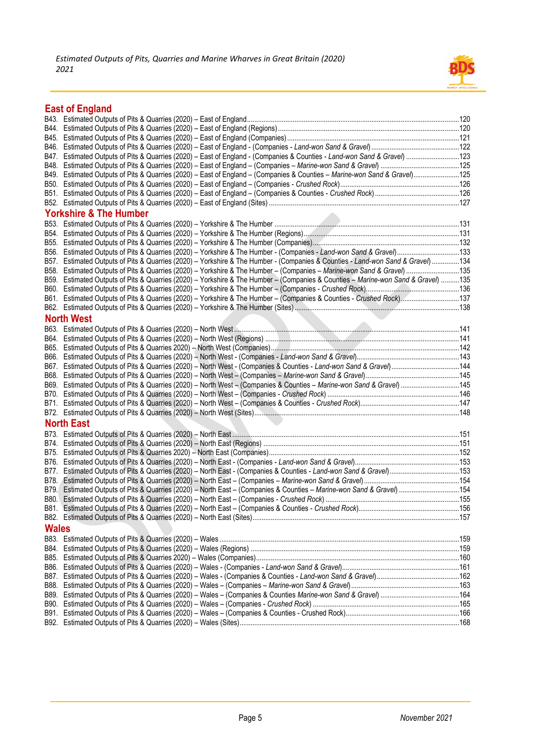## East of England

B43. Estimated Outputs of Pits & Quarries (2020) – East of England ....120
B44. Estimated Outputs of Pits & Quarries (2020) – East of England (Regions) ....120
B45. Estimated Outputs of Pits & Quarries (2020) – East of England (Companies) ....121
B46. Estimated Outputs of Pits & Quarries (2020) – East of England - (Companies - *Land-won Sand & Gravel*) ....122
B47. Estimated Outputs of Pits & Quarries (2020) – East of England - (Companies & Counties - *Land-won Sand & Gravel*) ....123
B48. Estimated Outputs of Pits & Quarries (2020) – East of England – (Companies – *Marine-won Sand & Gravel*) ....125
B49. Estimated Outputs of Pits & Quarries (2020) – East of England – (Companies & Counties – *Marine-won Sand & Gravel*) ....125
B50. Estimated Outputs of Pits & Quarries (2020) – East of England – (Companies - *Crushed Rock*) ....126
B51. Estimated Outputs of Pits & Quarries (2020) – East of England – (Companies & Counties - *Crushed Rock*) ....126
B52. Estimated Outputs of Pits & Quarries (2020) – East of England (Sites) ....127

## Yorkshire & The Humber

B53. Estimated Outputs of Pits & Quarries (2020) – Yorkshire & The Humber ....131
B54. Estimated Outputs of Pits & Quarries (2020) – Yorkshire & The Humber (Regions) ....131
B55. Estimated Outputs of Pits & Quarries (2020) – Yorkshire & The Humber (Companies) ....132
B56. Estimated Outputs of Pits & Quarries (2020) – Yorkshire & The Humber - (Companies - *Land-won Sand & Gravel*) ....133
B57. Estimated Outputs of Pits & Quarries (2020) – Yorkshire & The Humber - (Companies & Counties - *Land-won Sand & Gravel*) ....134
B58. Estimated Outputs of Pits & Quarries (2020) – Yorkshire & The Humber – (Companies – *Marine-won Sand & Gravel*) ....135
B59. Estimated Outputs of Pits & Quarries (2020) – Yorkshire & The Humber – (Companies & Counties – *Marine-won Sand & Gravel*) ....135
B60. Estimated Outputs of Pits & Quarries (2020) – Yorkshire & The Humber – (Companies - *Crushed Rock*) ....136
B61. Estimated Outputs of Pits & Quarries (2020) – Yorkshire & The Humber – (Companies & Counties - *Crushed Rock*) ....137
B62. Estimated Outputs of Pits & Quarries (2020) – Yorkshire & The Humber (Sites) ....138

## North West

B63. Estimated Outputs of Pits & Quarries (2020) – North West ....141
B64. Estimated Outputs of Pits & Quarries (2020) – North West (Regions) ....141
B65. Estimated Outputs of Pits & Quarries 2020) – North West (Companies) ....142
B66. Estimated Outputs of Pits & Quarries (2020) – North West - (Companies - *Land-won Sand & Gravel*) ....143
B67. Estimated Outputs of Pits & Quarries (2020) – North West - (Companies & Counties - *Land-won Sand & Gravel*) ....144
B68. Estimated Outputs of Pits & Quarries (2020) – North West – (Companies – *Marine-won Sand & Gravel*) ....145
B69. Estimated Outputs of Pits & Quarries (2020) – North West – (Companies & Counties – *Marine-won Sand & Gravel*) ....145
B70. Estimated Outputs of Pits & Quarries (2020) – North West – (Companies - *Crushed Rock*) ....146
B71. Estimated Outputs of Pits & Quarries (2020) – North West – (Companies & Counties - *Crushed Rock*) ....147
B72. Estimated Outputs of Pits & Quarries (2020) – North West (Sites) ....148

## North East

B73. Estimated Outputs of Pits & Quarries (2020) – North East ....151
B74. Estimated Outputs of Pits & Quarries (2020) – North East (Regions) ....151
B75. Estimated Outputs of Pits & Quarries 2020) – North East (Companies) ....152
B76. Estimated Outputs of Pits & Quarries (2020) – North East - (Companies - *Land-won Sand & Gravel*) ....153
B77. Estimated Outputs of Pits & Quarries (2020) – North East - (Companies & Counties - *Land-won Sand & Gravel*) ....153
B78. Estimated Outputs of Pits & Quarries (2020) – North East – (Companies – *Marine-won Sand & Gravel*) ....154
B79. Estimated Outputs of Pits & Quarries (2020) – North East – (Companies & Counties – *Marine-won Sand & Gravel*) ....154
B80. Estimated Outputs of Pits & Quarries (2020) – North East – (Companies - *Crushed Rock*) ....155
B81. Estimated Outputs of Pits & Quarries (2020) – North East – (Companies & Counties - *Crushed Rock*) ....156
B82. Estimated Outputs of Pits & Quarries (2020) – North East (Sites) ....157

## Wales

B83. Estimated Outputs of Pits & Quarries (2020) – Wales ....159
B84. Estimated Outputs of Pits & Quarries (2020) – Wales (Regions) ....159
B85. Estimated Outputs of Pits & Quarries 2020) – Wales (Companies) ....160
B86. Estimated Outputs of Pits & Quarries (2020) – Wales - (Companies - *Land-won Sand & Gravel*) ....161
B87. Estimated Outputs of Pits & Quarries (2020) – Wales - (Companies & Counties - *Land-won Sand & Gravel*) ....162
B88. Estimated Outputs of Pits & Quarries (2020) – Wales – (Companies – *Marine-won Sand & Gravel*) ....163
B89. Estimated Outputs of Pits & Quarries (2020) – Wales – (Companies & Counties *Marine-won Sand & Gravel*) ....164
B90. Estimated Outputs of Pits & Quarries (2020) – Wales – (Companies - *Crushed Rock*) ....165
B91. Estimated Outputs of Pits & Quarries (2020) – Wales – (Companies & Counties - Crushed Rock) ....166
B92. Estimated Outputs of Pits & Quarries (2020) – Wales (Sites) ....168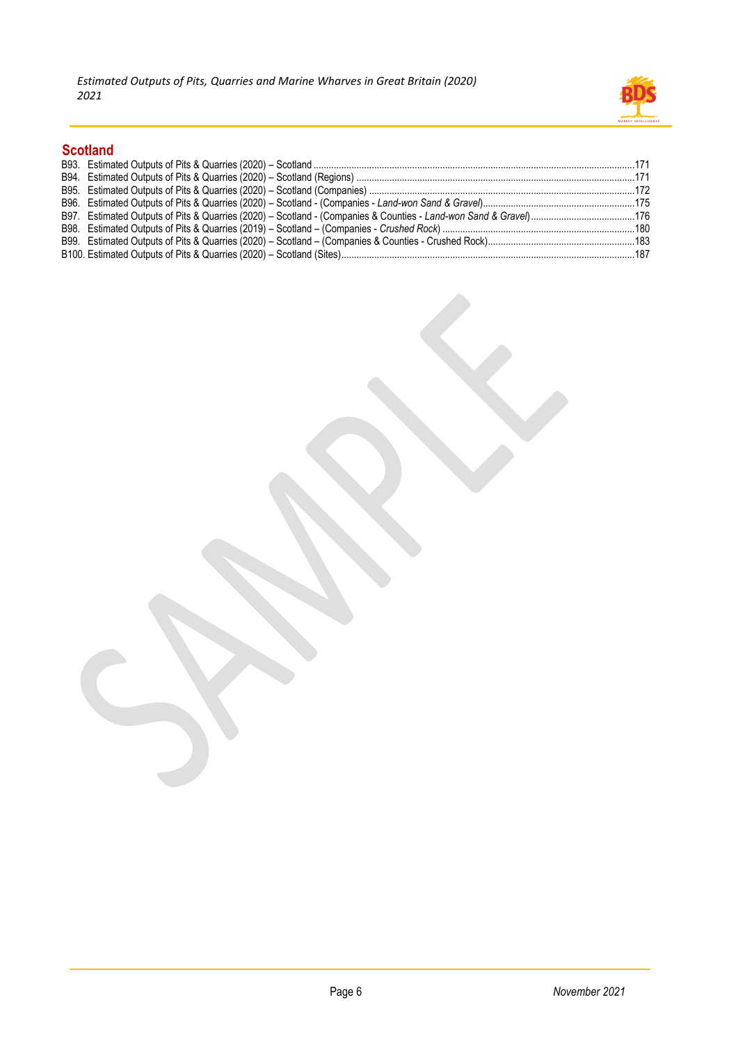## Scotland

B93. Estimated Outputs of Pits & Quarries (2020) – Scotland ....171
B94. Estimated Outputs of Pits & Quarries (2020) – Scotland (Regions) ....171
B95. Estimated Outputs of Pits & Quarries (2020) – Scotland (Companies) ....172
B96. Estimated Outputs of Pits & Quarries (2020) – Scotland - (Companies - *Land-won Sand & Gravel*) ....175
B97. Estimated Outputs of Pits & Quarries (2020) – Scotland - (Companies & Counties - *Land-won Sand & Gravel*) ....176
B98. Estimated Outputs of Pits & Quarries (2019) – Scotland – (Companies - *Crushed Rock*) ....180
B99. Estimated Outputs of Pits & Quarries (2020) – Scotland – (Companies & Counties - Crushed Rock) ....183
B100. Estimated Outputs of Pits & Quarries (2020) – Scotland (Sites) ....187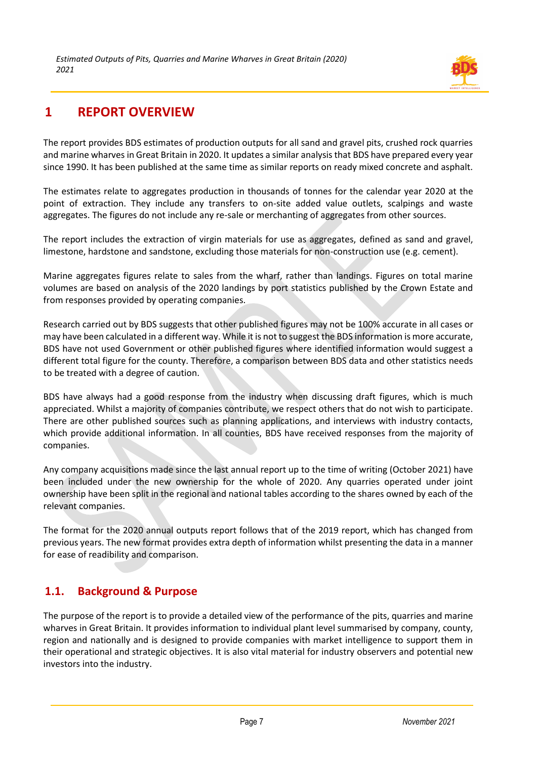# 1 REPORT OVERVIEW

The report provides BDS estimates of production outputs for all sand and gravel pits, crushed rock quarries and marine wharves in Great Britain in 2020. It updates a similar analysis that BDS have prepared every year since 1990. It has been published at the same time as similar reports on ready mixed concrete and asphalt.

The estimates relate to aggregates production in thousands of tonnes for the calendar year 2020 at the point of extraction. They include any transfers to on-site added value outlets, scalpings and waste aggregates. The figures do not include any re-sale or merchanting of aggregates from other sources.

The report includes the extraction of virgin materials for use as aggregates, defined as sand and gravel, limestone, hardstone and sandstone, excluding those materials for non-construction use (e.g. cement).

Marine aggregates figures relate to sales from the wharf, rather than landings. Figures on total marine volumes are based on analysis of the 2020 landings by port statistics published by the Crown Estate and from responses provided by operating companies.

Research carried out by BDS suggests that other published figures may not be 100% accurate in all cases or may have been calculated in a different way. While it is not to suggest the BDS information is more accurate, BDS have not used Government or other published figures where identified information would suggest a different total figure for the county. Therefore, a comparison between BDS data and other statistics needs to be treated with a degree of caution.

BDS have always had a good response from the industry when discussing draft figures, which is much appreciated. Whilst a majority of companies contribute, we respect others that do not wish to participate. There are other published sources such as planning applications, and interviews with industry contacts, which provide additional information. In all counties, BDS have received responses from the majority of companies.

Any company acquisitions made since the last annual report up to the time of writing (October 2021) have been included under the new ownership for the whole of 2020. Any quarries operated under joint ownership have been split in the regional and national tables according to the shares owned by each of the relevant companies.

The format for the 2020 annual outputs report follows that of the 2019 report, which has changed from previous years. The new format provides extra depth of information whilst presenting the data in a manner for ease of readibility and comparison.

## 1.1. Background & Purpose

The purpose of the report is to provide a detailed view of the performance of the pits, quarries and marine wharves in Great Britain. It provides information to individual plant level summarised by company, county, region and nationally and is designed to provide companies with market intelligence to support them in their operational and strategic objectives. It is also vital material for industry observers and potential new investors into the industry.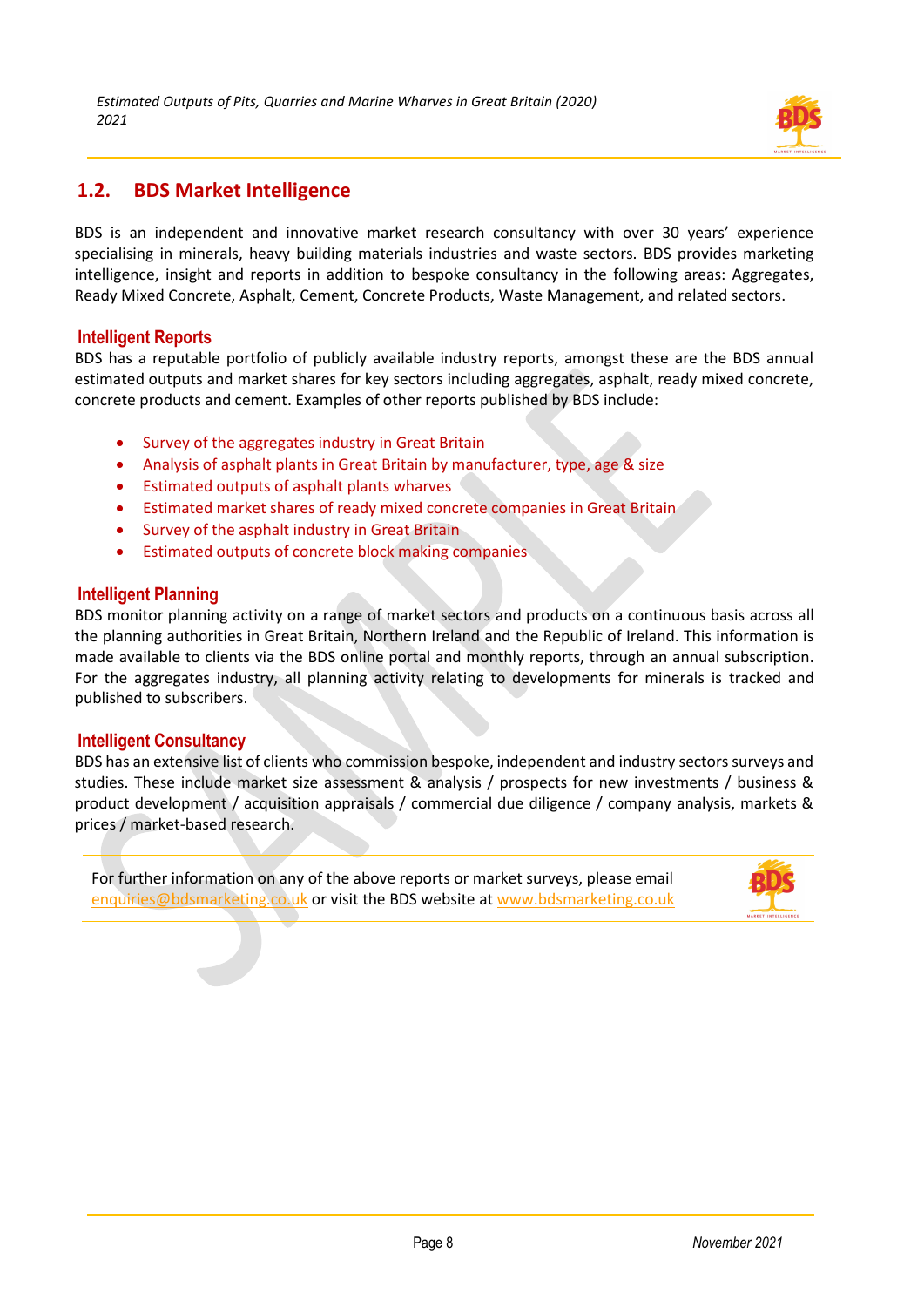## 1.2. BDS Market Intelligence

BDS is an independent and innovative market research consultancy with over 30 years' experience specialising in minerals, heavy building materials industries and waste sectors. BDS provides marketing intelligence, insight and reports in addition to bespoke consultancy in the following areas: Aggregates, Ready Mixed Concrete, Asphalt, Cement, Concrete Products, Waste Management, and related sectors.

### Intelligent Reports

BDS has a reputable portfolio of publicly available industry reports, amongst these are the BDS annual estimated outputs and market shares for key sectors including aggregates, asphalt, ready mixed concrete, concrete products and cement. Examples of other reports published by BDS include:

- Survey of the aggregates industry in Great Britain
- Analysis of asphalt plants in Great Britain by manufacturer, type, age & size
- Estimated outputs of asphalt plants wharves
- Estimated market shares of ready mixed concrete companies in Great Britain
- Survey of the asphalt industry in Great Britain
- Estimated outputs of concrete block making companies

### Intelligent Planning

BDS monitor planning activity on a range of market sectors and products on a continuous basis across all the planning authorities in Great Britain, Northern Ireland and the Republic of Ireland. This information is made available to clients via the BDS online portal and monthly reports, through an annual subscription. For the aggregates industry, all planning activity relating to developments for minerals is tracked and published to subscribers.

### Intelligent Consultancy

BDS has an extensive list of clients who commission bespoke, independent and industry sectors surveys and studies. These include market size assessment & analysis / prospects for new investments / business & product development / acquisition appraisals / commercial due diligence / company analysis, markets & prices / market-based research.

For further information on any of the above reports or market surveys, please email enquiries@bdsmarketing.co.uk or visit the BDS website at www.bdsmarketing.co.uk